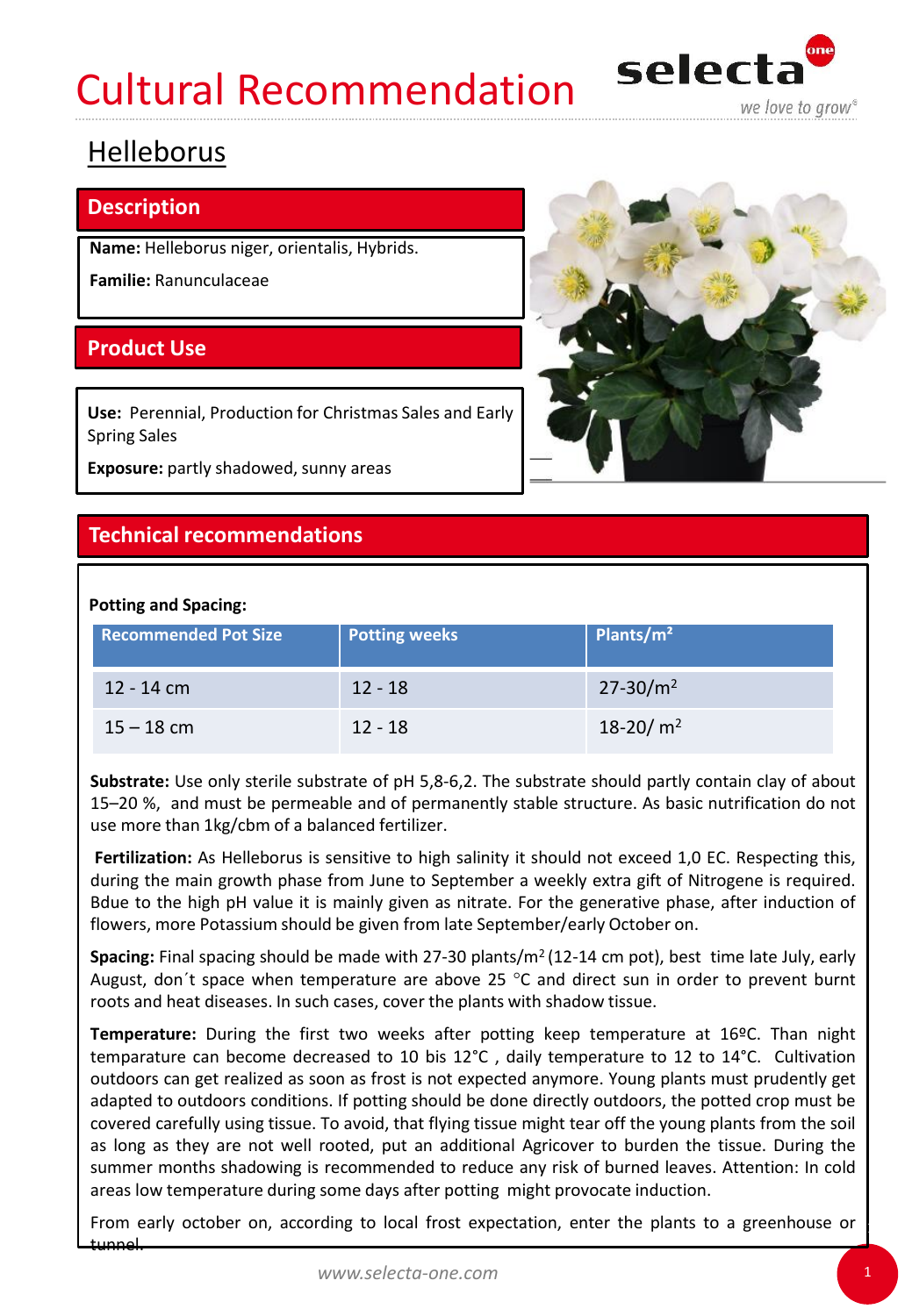# Cultural Recommendation

## Helleborus

### Description

**Name:** Helleborus niger, orientalis, Hybrids.

**Familie:** Ranunculaceae

### Product Use

**Use:** Perennial, Production for Christmas Sales and Early Spring Sales

**Exposure:** partly shadowed, sunny areas

### Technical recommendations

**Potting and Spacing:**

| Recommended Pot Size | Potting weeks | Plants/m² |
| --- | --- | --- |
| 12 - 14 cm | 12 - 18 | 27-30/m² |
| 15 – 18 cm | 12 - 18 | 18-20/ m² |

**Substrate:** Use only sterile substrate of pH 5,8-6,2. The substrate should partly contain clay of about 15–20 %, and must be permeable and of permanently stable structure. As basic nutrification do not use more than 1kg/cbm of a balanced fertilizer.

**Fertilization:** As Helleborus is sensitive to high salinity it should not exceed 1,0 EC. Respecting this, during the main growth phase from June to September a weekly extra gift of Nitrogene is required. Bdue to the high pH value it is mainly given as nitrate. For the generative phase, after induction of flowers, more Potassium should be given from late September/early October on.

**Spacing:** Final spacing should be made with 27-30 plants/m² (12-14 cm pot), best time late July, early August, don´t space when temperature are above 25 °C and direct sun in order to prevent burnt roots and heat diseases. In such cases, cover the plants with shadow tissue.

**Temperature:** During the first two weeks after potting keep temperature at 16ºC. Than night temparature can become decreased to 10 bis 12°C , daily temperature to 12 to 14°C. Cultivation outdoors can get realized as soon as frost is not expected anymore. Young plants must prudently get adapted to outdoors conditions. If potting should be done directly outdoors, the potted crop must be covered carefully using tissue. To avoid, that flying tissue might tear off the young plants from the soil as long as they are not well rooted, put an additional Agricover to burden the tissue. During the summer months shadowing is recommended to reduce any risk of burned leaves. Attention: In cold areas low temperature during some days after potting might provocate induction.

From early october on, according to local frost expectation, enter the plants to a greenhouse or tunnel.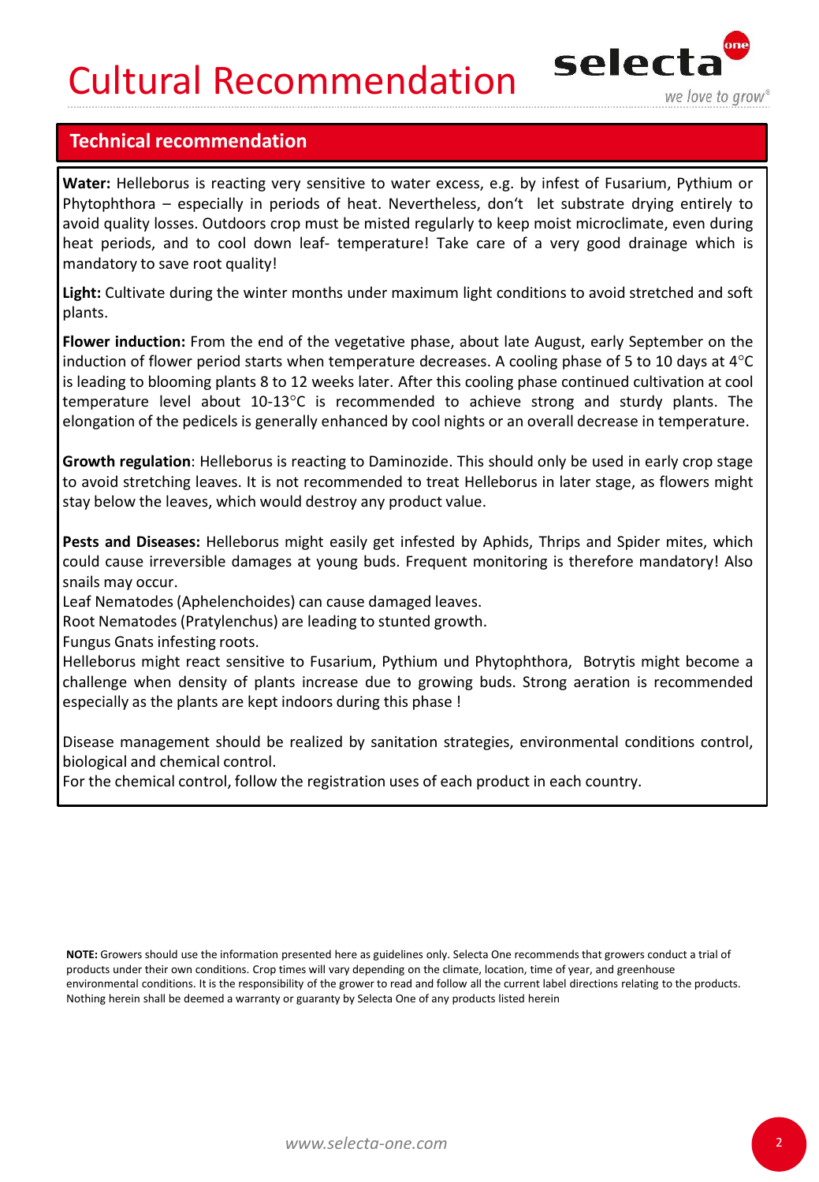# Cultural Recommendation

## Technical recommendation

**Water:** Helleborus is reacting very sensitive to water excess, e.g. by infest of Fusarium, Pythium or Phytophthora – especially in periods of heat. Nevertheless, don't let substrate drying entirely to avoid quality losses. Outdoors crop must be misted regularly to keep moist microclimate, even during heat periods, and to cool down leaf- temperature! Take care of a very good drainage which is mandatory to save root quality!

**Light:** Cultivate during the winter months under maximum light conditions to avoid stretched and soft plants.

**Flower induction:** From the end of the vegetative phase, about late August, early September on the induction of flower period starts when temperature decreases. A cooling phase of 5 to 10 days at 4°C is leading to blooming plants 8 to 12 weeks later. After this cooling phase continued cultivation at cool temperature level about 10-13°C is recommended to achieve strong and sturdy plants. The elongation of the pedicels is generally enhanced by cool nights or an overall decrease in temperature.

**Growth regulation**: Helleborus is reacting to Daminozide. This should only be used in early crop stage to avoid stretching leaves. It is not recommended to treat Helleborus in later stage, as flowers might stay below the leaves, which would destroy any product value.

**Pests and Diseases:** Helleborus might easily get infested by Aphids, Thrips and Spider mites, which could cause irreversible damages at young buds. Frequent monitoring is therefore mandatory! Also snails may occur.
Leaf Nematodes (Aphelenchoides) can cause damaged leaves.
Root Nematodes (Pratylenchus) are leading to stunted growth.
Fungus Gnats infesting roots.
Helleborus might react sensitive to Fusarium, Pythium und Phytophthora, Botrytis might become a challenge when density of plants increase due to growing buds. Strong aeration is recommended especially as the plants are kept indoors during this phase !

Disease management should be realized by sanitation strategies, environmental conditions control, biological and chemical control.
For the chemical control, follow the registration uses of each product in each country.

**NOTE:** Growers should use the information presented here as guidelines only. Selecta One recommends that growers conduct a trial of products under their own conditions. Crop times will vary depending on the climate, location, time of year, and greenhouse environmental conditions. It is the responsibility of the grower to read and follow all the current label directions relating to the products. Nothing herein shall be deemed a warranty or guaranty by Selecta One of any products listed herein